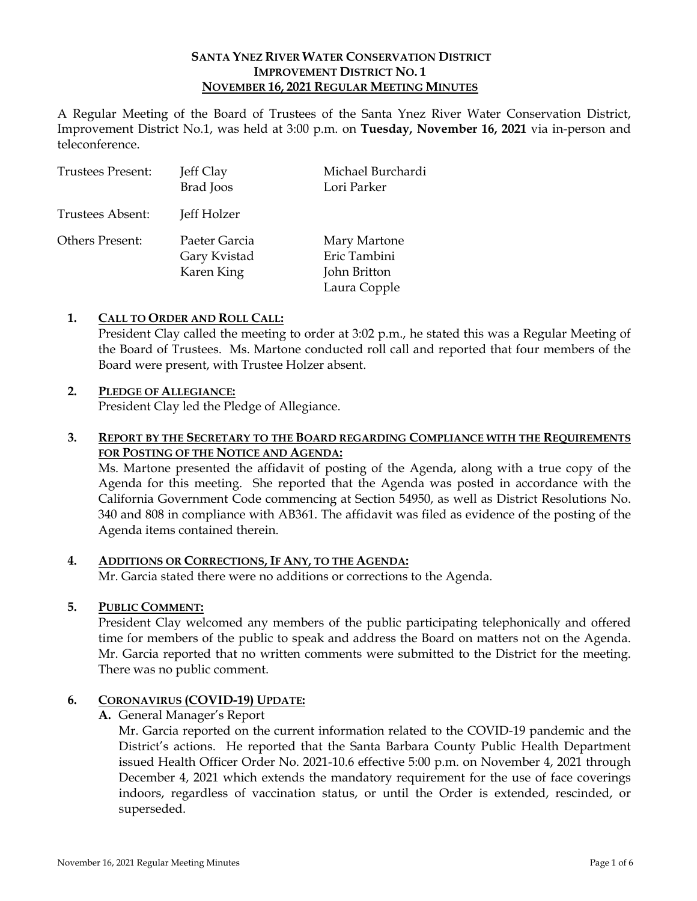**SANTA YNEZ RIVER WATER CONSERVATION DISTRICT**
**IMPROVEMENT DISTRICT NO. 1**
**NOVEMBER 16, 2021 REGULAR MEETING MINUTES**

A Regular Meeting of the Board of Trustees of the Santa Ynez River Water Conservation District, Improvement District No.1, was held at 3:00 p.m. on **Tuesday, November 16, 2021** via in-person and teleconference.

| | | |
|---|---|---|
| Trustees Present: | Jeff Clay<br>Brad Joos | Michael Burchardi<br>Lori Parker |
| Trustees Absent: | Jeff Holzer | |
| Others Present: | Paeter Garcia<br>Gary Kvistad<br>Karen King | Mary Martone<br>Eric Tambini<br>John Britton<br>Laura Copple |

1. **CALL TO ORDER AND ROLL CALL:**
   President Clay called the meeting to order at 3:02 p.m., he stated this was a Regular Meeting of the Board of Trustees. Ms. Martone conducted roll call and reported that four members of the Board were present, with Trustee Holzer absent.

2. **PLEDGE OF ALLEGIANCE:**
   President Clay led the Pledge of Allegiance.

3. **REPORT BY THE SECRETARY TO THE BOARD REGARDING COMPLIANCE WITH THE REQUIREMENTS FOR POSTING OF THE NOTICE AND AGENDA:**
   Ms. Martone presented the affidavit of posting of the Agenda, along with a true copy of the Agenda for this meeting. She reported that the Agenda was posted in accordance with the California Government Code commencing at Section 54950, as well as District Resolutions No. 340 and 808 in compliance with AB361. The affidavit was filed as evidence of the posting of the Agenda items contained therein.

4. **ADDITIONS OR CORRECTIONS, IF ANY, TO THE AGENDA:**
   Mr. Garcia stated there were no additions or corrections to the Agenda.

5. **PUBLIC COMMENT:**
   President Clay welcomed any members of the public participating telephonically and offered time for members of the public to speak and address the Board on matters not on the Agenda. Mr. Garcia reported that no written comments were submitted to the District for the meeting. There was no public comment.

6. **CORONAVIRUS (COVID-19) UPDATE:**
   **A.** General Manager's Report
   Mr. Garcia reported on the current information related to the COVID-19 pandemic and the District's actions. He reported that the Santa Barbara County Public Health Department issued Health Officer Order No. 2021-10.6 effective 5:00 p.m. on November 4, 2021 through December 4, 2021 which extends the mandatory requirement for the use of face coverings indoors, regardless of vaccination status, or until the Order is extended, rescinded, or superseded.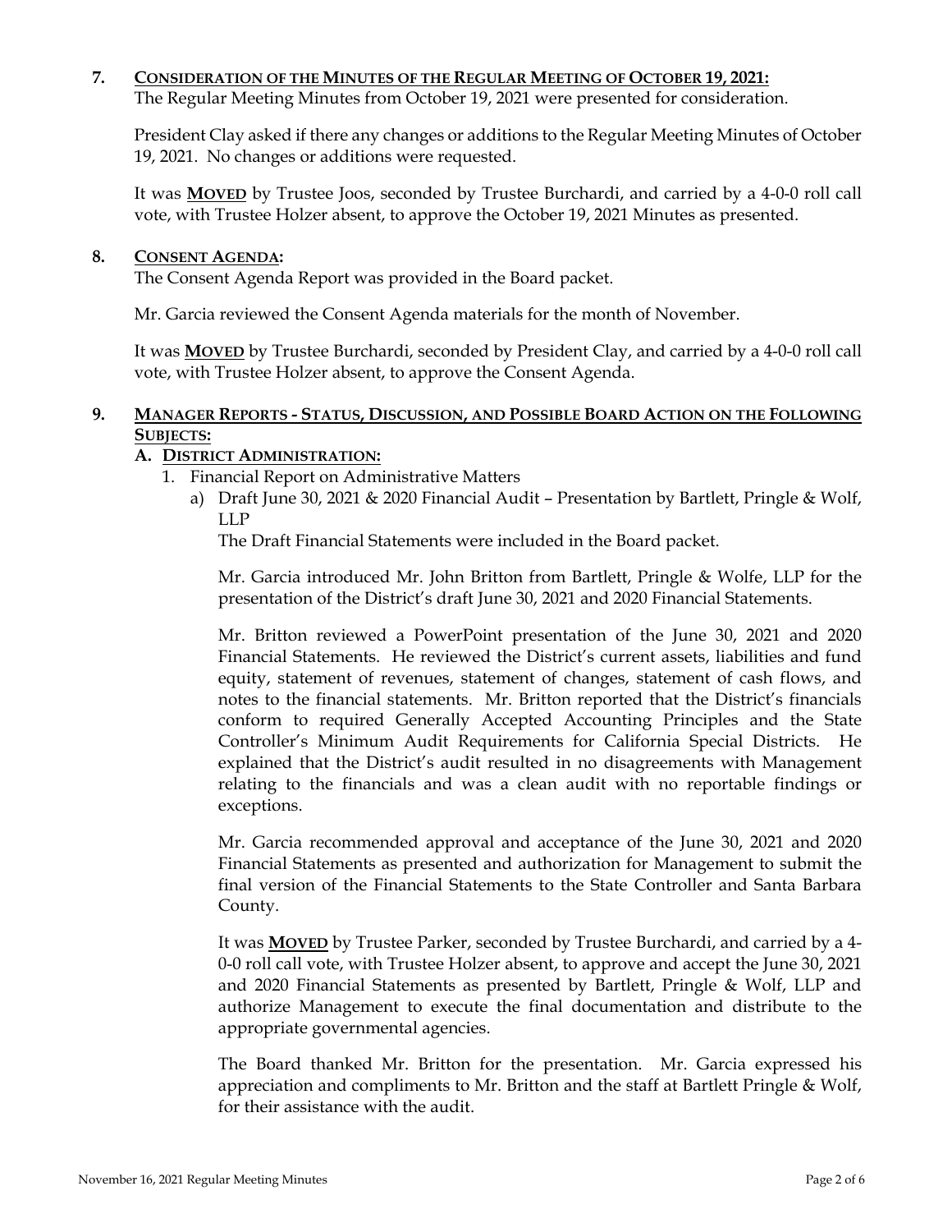**7. <u>CONSIDERATION OF THE MINUTES OF THE REGULAR MEETING OF OCTOBER 19, 2021:</u>**
The Regular Meeting Minutes from October 19, 2021 were presented for consideration.

President Clay asked if there any changes or additions to the Regular Meeting Minutes of October 19, 2021. No changes or additions were requested.

It was **<u>MOVED</u>** by Trustee Joos, seconded by Trustee Burchardi, and carried by a 4-0-0 roll call vote, with Trustee Holzer absent, to approve the October 19, 2021 Minutes as presented.

**8. <u>CONSENT AGENDA:</u>**
The Consent Agenda Report was provided in the Board packet.

Mr. Garcia reviewed the Consent Agenda materials for the month of November.

It was **<u>MOVED</u>** by Trustee Burchardi, seconded by President Clay, and carried by a 4-0-0 roll call vote, with Trustee Holzer absent, to approve the Consent Agenda.

**9. <u>MANAGER REPORTS - STATUS, DISCUSSION, AND POSSIBLE BOARD ACTION ON THE FOLLOWING SUBJECTS:</u>**

**A. <u>DISTRICT ADMINISTRATION:</u>**

1. Financial Report on Administrative Matters
   a) Draft June 30, 2021 & 2020 Financial Audit – Presentation by Bartlett, Pringle & Wolf, LLP
      The Draft Financial Statements were included in the Board packet.

      Mr. Garcia introduced Mr. John Britton from Bartlett, Pringle & Wolfe, LLP for the presentation of the District's draft June 30, 2021 and 2020 Financial Statements.

      Mr. Britton reviewed a PowerPoint presentation of the June 30, 2021 and 2020 Financial Statements. He reviewed the District's current assets, liabilities and fund equity, statement of revenues, statement of changes, statement of cash flows, and notes to the financial statements. Mr. Britton reported that the District's financials conform to required Generally Accepted Accounting Principles and the State Controller's Minimum Audit Requirements for California Special Districts. He explained that the District's audit resulted in no disagreements with Management relating to the financials and was a clean audit with no reportable findings or exceptions.

      Mr. Garcia recommended approval and acceptance of the June 30, 2021 and 2020 Financial Statements as presented and authorization for Management to submit the final version of the Financial Statements to the State Controller and Santa Barbara County.

      It was **<u>MOVED</u>** by Trustee Parker, seconded by Trustee Burchardi, and carried by a 4-0-0 roll call vote, with Trustee Holzer absent, to approve and accept the June 30, 2021 and 2020 Financial Statements as presented by Bartlett, Pringle & Wolf, LLP and authorize Management to execute the final documentation and distribute to the appropriate governmental agencies.

      The Board thanked Mr. Britton for the presentation. Mr. Garcia expressed his appreciation and compliments to Mr. Britton and the staff at Bartlett Pringle & Wolf, for their assistance with the audit.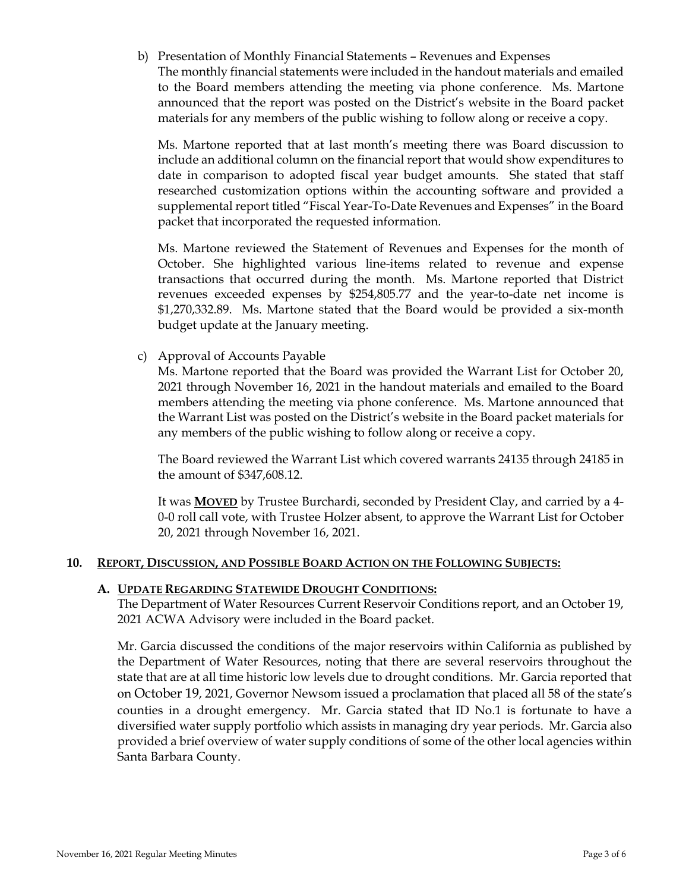b) Presentation of Monthly Financial Statements – Revenues and Expenses

The monthly financial statements were included in the handout materials and emailed to the Board members attending the meeting via phone conference. Ms. Martone announced that the report was posted on the District's website in the Board packet materials for any members of the public wishing to follow along or receive a copy.

Ms. Martone reported that at last month's meeting there was Board discussion to include an additional column on the financial report that would show expenditures to date in comparison to adopted fiscal year budget amounts. She stated that staff researched customization options within the accounting software and provided a supplemental report titled "Fiscal Year-To-Date Revenues and Expenses" in the Board packet that incorporated the requested information.

Ms. Martone reviewed the Statement of Revenues and Expenses for the month of October. She highlighted various line-items related to revenue and expense transactions that occurred during the month. Ms. Martone reported that District revenues exceeded expenses by $254,805.77 and the year-to-date net income is $1,270,332.89. Ms. Martone stated that the Board would be provided a six-month budget update at the January meeting.

c) Approval of Accounts Payable

Ms. Martone reported that the Board was provided the Warrant List for October 20, 2021 through November 16, 2021 in the handout materials and emailed to the Board members attending the meeting via phone conference. Ms. Martone announced that the Warrant List was posted on the District's website in the Board packet materials for any members of the public wishing to follow along or receive a copy.

The Board reviewed the Warrant List which covered warrants 24135 through 24185 in the amount of $347,608.12.

It was **MOVED** by Trustee Burchardi, seconded by President Clay, and carried by a 4-0-0 roll call vote, with Trustee Holzer absent, to approve the Warrant List for October 20, 2021 through November 16, 2021.

## 10. REPORT, DISCUSSION, AND POSSIBLE BOARD ACTION ON THE FOLLOWING SUBJECTS:

### A. UPDATE REGARDING STATEWIDE DROUGHT CONDITIONS:

The Department of Water Resources Current Reservoir Conditions report, and an October 19, 2021 ACWA Advisory were included in the Board packet.

Mr. Garcia discussed the conditions of the major reservoirs within California as published by the Department of Water Resources, noting that there are several reservoirs throughout the state that are at all time historic low levels due to drought conditions. Mr. Garcia reported that on October 19, 2021, Governor Newsom issued a proclamation that placed all 58 of the state's counties in a drought emergency. Mr. Garcia stated that ID No.1 is fortunate to have a diversified water supply portfolio which assists in managing dry year periods. Mr. Garcia also provided a brief overview of water supply conditions of some of the other local agencies within Santa Barbara County.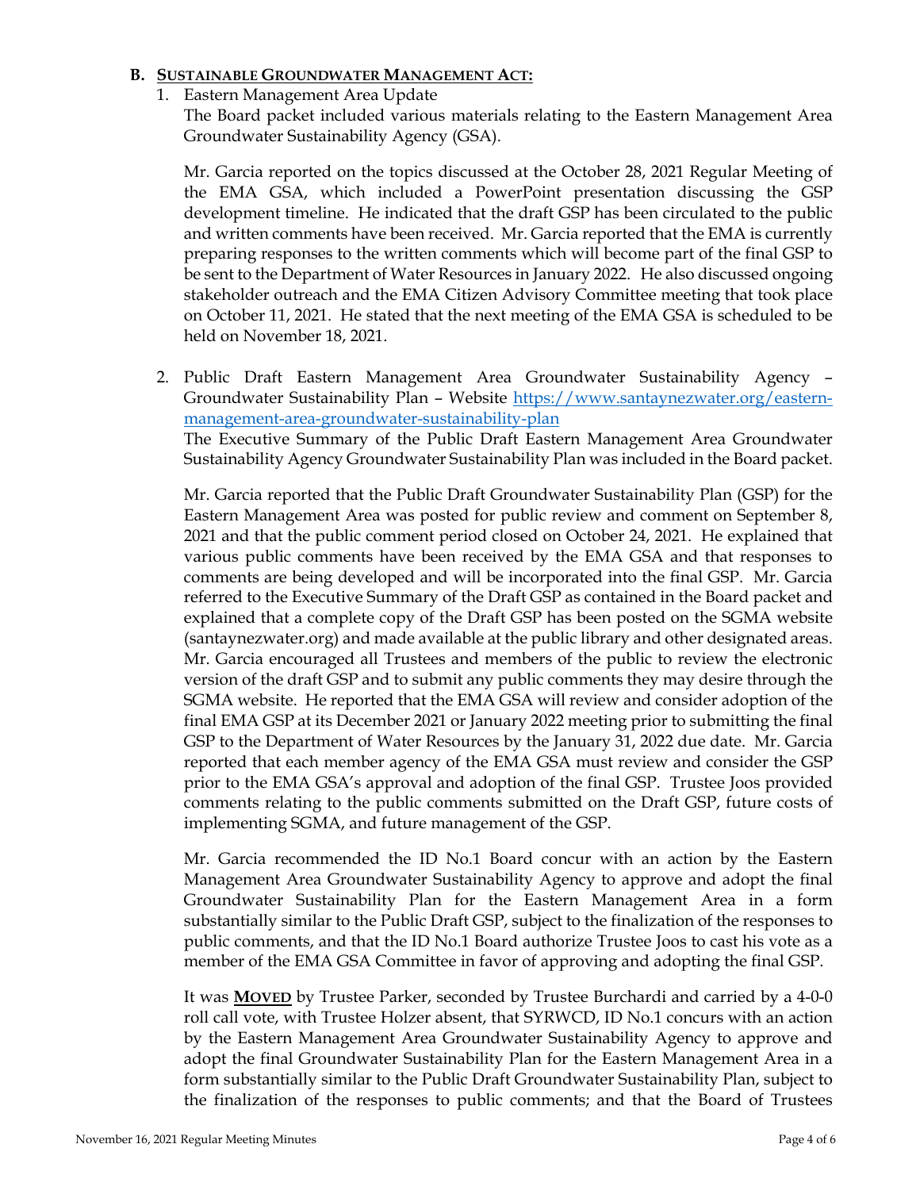**B. SUSTAINABLE GROUNDWATER MANAGEMENT ACT:**

1. Eastern Management Area Update

   The Board packet included various materials relating to the Eastern Management Area Groundwater Sustainability Agency (GSA).

   Mr. Garcia reported on the topics discussed at the October 28, 2021 Regular Meeting of the EMA GSA, which included a PowerPoint presentation discussing the GSP development timeline. He indicated that the draft GSP has been circulated to the public and written comments have been received. Mr. Garcia reported that the EMA is currently preparing responses to the written comments which will become part of the final GSP to be sent to the Department of Water Resources in January 2022. He also discussed ongoing stakeholder outreach and the EMA Citizen Advisory Committee meeting that took place on October 11, 2021. He stated that the next meeting of the EMA GSA is scheduled to be held on November 18, 2021.

2. Public Draft Eastern Management Area Groundwater Sustainability Agency – Groundwater Sustainability Plan – Website https://www.santaynezwater.org/eastern-management-area-groundwater-sustainability-plan

   The Executive Summary of the Public Draft Eastern Management Area Groundwater Sustainability Agency Groundwater Sustainability Plan was included in the Board packet.

   Mr. Garcia reported that the Public Draft Groundwater Sustainability Plan (GSP) for the Eastern Management Area was posted for public review and comment on September 8, 2021 and that the public comment period closed on October 24, 2021. He explained that various public comments have been received by the EMA GSA and that responses to comments are being developed and will be incorporated into the final GSP. Mr. Garcia referred to the Executive Summary of the Draft GSP as contained in the Board packet and explained that a complete copy of the Draft GSP has been posted on the SGMA website (santaynezwater.org) and made available at the public library and other designated areas. Mr. Garcia encouraged all Trustees and members of the public to review the electronic version of the draft GSP and to submit any public comments they may desire through the SGMA website. He reported that the EMA GSA will review and consider adoption of the final EMA GSP at its December 2021 or January 2022 meeting prior to submitting the final GSP to the Department of Water Resources by the January 31, 2022 due date. Mr. Garcia reported that each member agency of the EMA GSA must review and consider the GSP prior to the EMA GSA's approval and adoption of the final GSP. Trustee Joos provided comments relating to the public comments submitted on the Draft GSP, future costs of implementing SGMA, and future management of the GSP.

   Mr. Garcia recommended the ID No.1 Board concur with an action by the Eastern Management Area Groundwater Sustainability Agency to approve and adopt the final Groundwater Sustainability Plan for the Eastern Management Area in a form substantially similar to the Public Draft GSP, subject to the finalization of the responses to public comments, and that the ID No.1 Board authorize Trustee Joos to cast his vote as a member of the EMA GSA Committee in favor of approving and adopting the final GSP.

   It was **MOVED** by Trustee Parker, seconded by Trustee Burchardi and carried by a 4-0-0 roll call vote, with Trustee Holzer absent, that SYRWCD, ID No.1 concurs with an action by the Eastern Management Area Groundwater Sustainability Agency to approve and adopt the final Groundwater Sustainability Plan for the Eastern Management Area in a form substantially similar to the Public Draft Groundwater Sustainability Plan, subject to the finalization of the responses to public comments; and that the Board of Trustees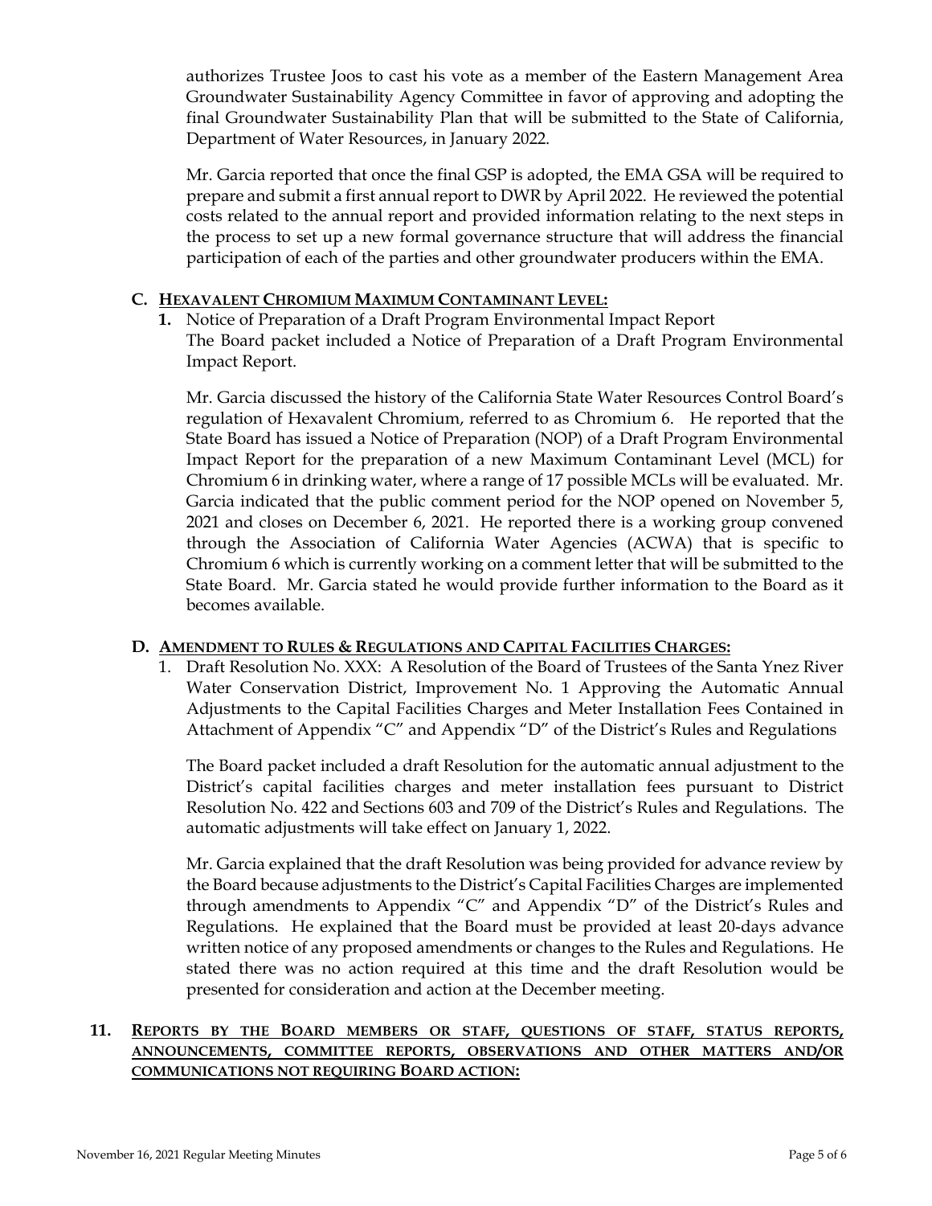authorizes Trustee Joos to cast his vote as a member of the Eastern Management Area Groundwater Sustainability Agency Committee in favor of approving and adopting the final Groundwater Sustainability Plan that will be submitted to the State of California, Department of Water Resources, in January 2022.

Mr. Garcia reported that once the final GSP is adopted, the EMA GSA will be required to prepare and submit a first annual report to DWR by April 2022. He reviewed the potential costs related to the annual report and provided information relating to the next steps in the process to set up a new formal governance structure that will address the financial participation of each of the parties and other groundwater producers within the EMA.

**C. <u>HEXAVALENT CHROMIUM MAXIMUM CONTAMINANT LEVEL:</u>**

**1.** Notice of Preparation of a Draft Program Environmental Impact Report
The Board packet included a Notice of Preparation of a Draft Program Environmental Impact Report.

Mr. Garcia discussed the history of the California State Water Resources Control Board's regulation of Hexavalent Chromium, referred to as Chromium 6. He reported that the State Board has issued a Notice of Preparation (NOP) of a Draft Program Environmental Impact Report for the preparation of a new Maximum Contaminant Level (MCL) for Chromium 6 in drinking water, where a range of 17 possible MCLs will be evaluated. Mr. Garcia indicated that the public comment period for the NOP opened on November 5, 2021 and closes on December 6, 2021. He reported there is a working group convened through the Association of California Water Agencies (ACWA) that is specific to Chromium 6 which is currently working on a comment letter that will be submitted to the State Board. Mr. Garcia stated he would provide further information to the Board as it becomes available.

**D. <u>AMENDMENT TO RULES & REGULATIONS AND CAPITAL FACILITIES CHARGES:</u>**

1. Draft Resolution No. XXX: A Resolution of the Board of Trustees of the Santa Ynez River Water Conservation District, Improvement No. 1 Approving the Automatic Annual Adjustments to the Capital Facilities Charges and Meter Installation Fees Contained in Attachment of Appendix "C" and Appendix "D" of the District's Rules and Regulations

The Board packet included a draft Resolution for the automatic annual adjustment to the District's capital facilities charges and meter installation fees pursuant to District Resolution No. 422 and Sections 603 and 709 of the District's Rules and Regulations. The automatic adjustments will take effect on January 1, 2022.

Mr. Garcia explained that the draft Resolution was being provided for advance review by the Board because adjustments to the District's Capital Facilities Charges are implemented through amendments to Appendix "C" and Appendix "D" of the District's Rules and Regulations. He explained that the Board must be provided at least 20-days advance written notice of any proposed amendments or changes to the Rules and Regulations. He stated there was no action required at this time and the draft Resolution would be presented for consideration and action at the December meeting.

**11. <u>REPORTS BY THE BOARD MEMBERS OR STAFF, QUESTIONS OF STAFF, STATUS REPORTS, ANNOUNCEMENTS, COMMITTEE REPORTS, OBSERVATIONS AND OTHER MATTERS AND/OR COMMUNICATIONS NOT REQUIRING BOARD ACTION:</u>**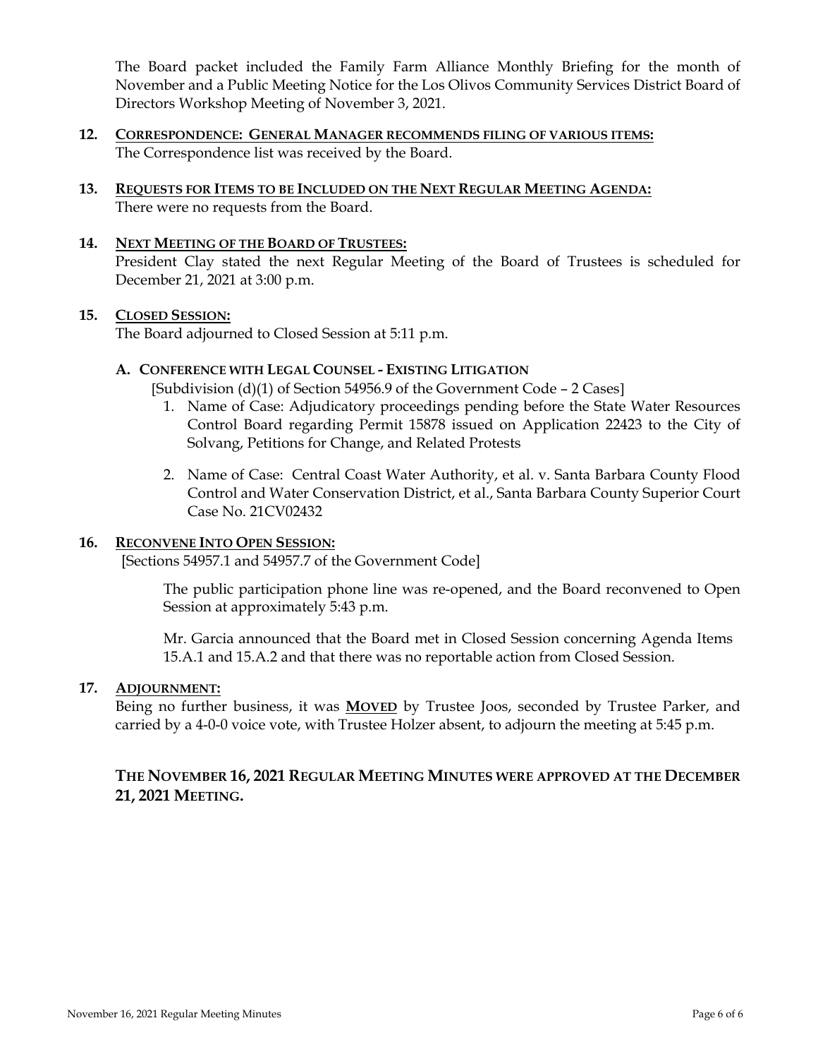The Board packet included the Family Farm Alliance Monthly Briefing for the month of November and a Public Meeting Notice for the Los Olivos Community Services District Board of Directors Workshop Meeting of November 3, 2021.

**12. CORRESPONDENCE: GENERAL MANAGER RECOMMENDS FILING OF VARIOUS ITEMS:**
The Correspondence list was received by the Board.

**13. REQUESTS FOR ITEMS TO BE INCLUDED ON THE NEXT REGULAR MEETING AGENDA:**
There were no requests from the Board.

**14. NEXT MEETING OF THE BOARD OF TRUSTEES:**
President Clay stated the next Regular Meeting of the Board of Trustees is scheduled for December 21, 2021 at 3:00 p.m.

**15. CLOSED SESSION:**
The Board adjourned to Closed Session at 5:11 p.m.

**A. CONFERENCE WITH LEGAL COUNSEL - EXISTING LITIGATION**
[Subdivision (d)(1) of Section 54956.9 of the Government Code – 2 Cases]

1. Name of Case: Adjudicatory proceedings pending before the State Water Resources Control Board regarding Permit 15878 issued on Application 22423 to the City of Solvang, Petitions for Change, and Related Protests
2. Name of Case: Central Coast Water Authority, et al. v. Santa Barbara County Flood Control and Water Conservation District, et al., Santa Barbara County Superior Court Case No. 21CV02432

**16. RECONVENE INTO OPEN SESSION:**
[Sections 54957.1 and 54957.7 of the Government Code]

The public participation phone line was re-opened, and the Board reconvened to Open Session at approximately 5:43 p.m.

Mr. Garcia announced that the Board met in Closed Session concerning Agenda Items 15.A.1 and 15.A.2 and that there was no reportable action from Closed Session.

**17. ADJOURNMENT:**
Being no further business, it was **MOVED** by Trustee Joos, seconded by Trustee Parker, and carried by a 4-0-0 voice vote, with Trustee Holzer absent, to adjourn the meeting at 5:45 p.m.

**THE NOVEMBER 16, 2021 REGULAR MEETING MINUTES WERE APPROVED AT THE DECEMBER 21, 2021 MEETING.**